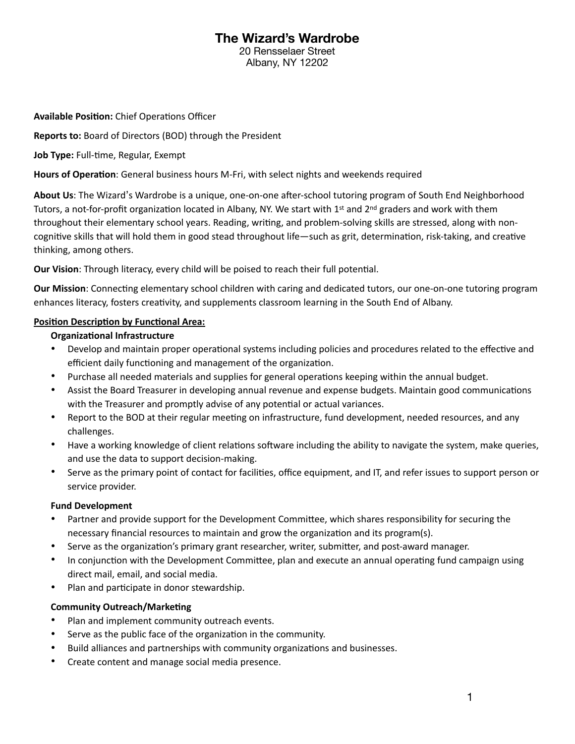# The Wizard's Wardrobe

20 Rensselaer Street
Albany, NY 12202

**Available Position:** Chief Operations Officer

**Reports to:** Board of Directors (BOD) through the President

**Job Type:** Full-time, Regular, Exempt

**Hours of Operation**: General business hours M-Fri, with select nights and weekends required

**About Us**: The Wizard's Wardrobe is a unique, one-on-one after-school tutoring program of South End Neighborhood Tutors, a not-for-profit organization located in Albany, NY. We start with 1st and 2nd graders and work with them throughout their elementary school years. Reading, writing, and problem-solving skills are stressed, along with non-cognitive skills that will hold them in good stead throughout life—such as grit, determination, risk-taking, and creative thinking, among others.

**Our Vision**: Through literacy, every child will be poised to reach their full potential.

**Our Mission**: Connecting elementary school children with caring and dedicated tutors, our one-on-one tutoring program enhances literacy, fosters creativity, and supplements classroom learning in the South End of Albany.

**<u>Position Description by Functional Area:</u>**

**Organizational Infrastructure**

- Develop and maintain proper operational systems including policies and procedures related to the effective and efficient daily functioning and management of the organization.
- Purchase all needed materials and supplies for general operations keeping within the annual budget.
- Assist the Board Treasurer in developing annual revenue and expense budgets. Maintain good communications with the Treasurer and promptly advise of any potential or actual variances.
- Report to the BOD at their regular meeting on infrastructure, fund development, needed resources, and any challenges.
- Have a working knowledge of client relations software including the ability to navigate the system, make queries, and use the data to support decision-making.
- Serve as the primary point of contact for facilities, office equipment, and IT, and refer issues to support person or service provider.

**Fund Development**

- Partner and provide support for the Development Committee, which shares responsibility for securing the necessary financial resources to maintain and grow the organization and its program(s).
- Serve as the organization's primary grant researcher, writer, submitter, and post-award manager.
- In conjunction with the Development Committee, plan and execute an annual operating fund campaign using direct mail, email, and social media.
- Plan and participate in donor stewardship.

**Community Outreach/Marketing**

- Plan and implement community outreach events.
- Serve as the public face of the organization in the community.
- Build alliances and partnerships with community organizations and businesses.
- Create content and manage social media presence.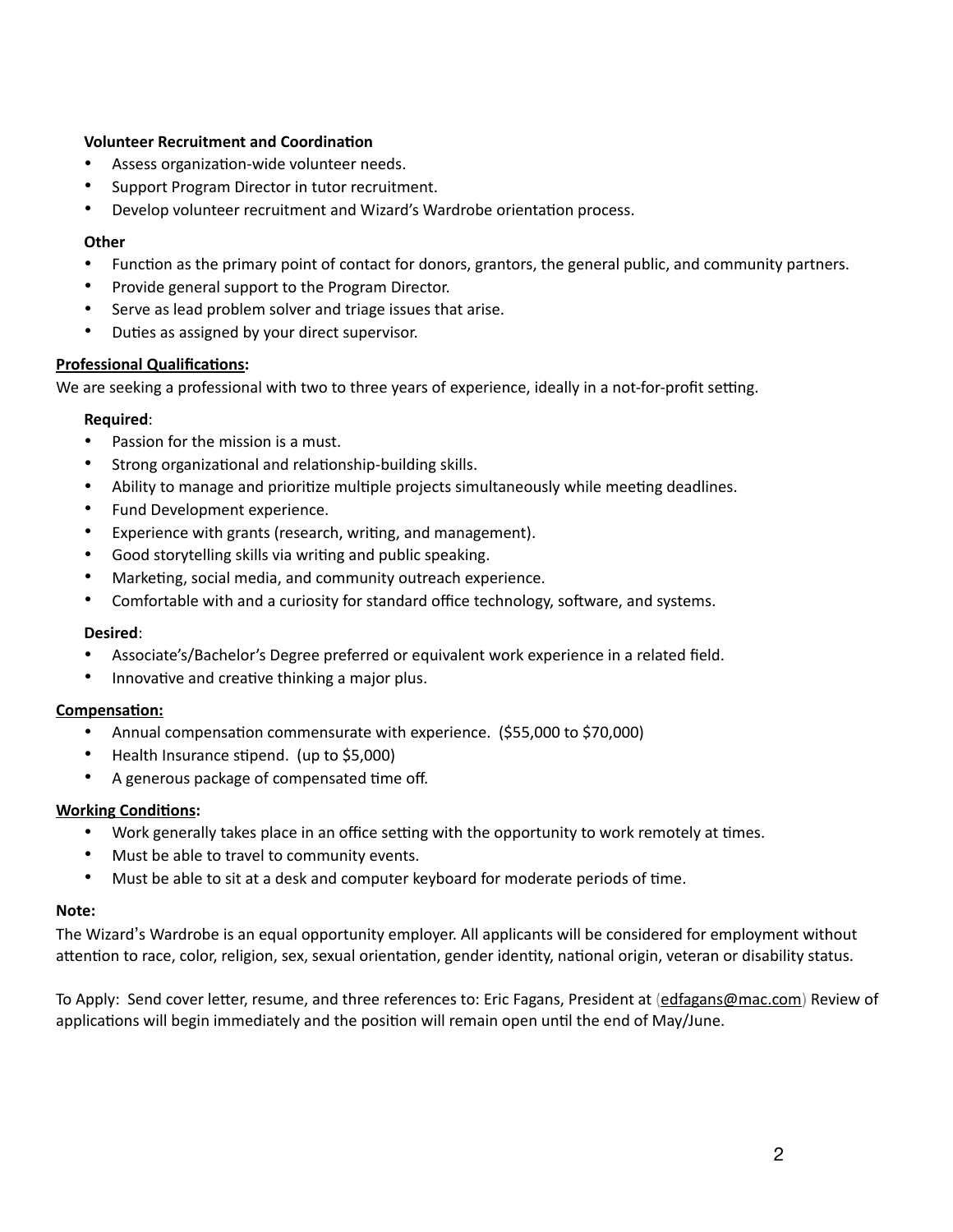**Volunteer Recruitment and Coordination**

- Assess organization-wide volunteer needs.
- Support Program Director in tutor recruitment.
- Develop volunteer recruitment and Wizard's Wardrobe orientation process.

**Other**

- Function as the primary point of contact for donors, grantors, the general public, and community partners.
- Provide general support to the Program Director.
- Serve as lead problem solver and triage issues that arise.
- Duties as assigned by your direct supervisor.

**Professional Qualifications:**

We are seeking a professional with two to three years of experience, ideally in a not-for-profit setting.

**Required**:

- Passion for the mission is a must.
- Strong organizational and relationship-building skills.
- Ability to manage and prioritize multiple projects simultaneously while meeting deadlines.
- Fund Development experience.
- Experience with grants (research, writing, and management).
- Good storytelling skills via writing and public speaking.
- Marketing, social media, and community outreach experience.
- Comfortable with and a curiosity for standard office technology, software, and systems.

**Desired**:

- Associate's/Bachelor's Degree preferred or equivalent work experience in a related field.
- Innovative and creative thinking a major plus.

**Compensation:**

- Annual compensation commensurate with experience. ($55,000 to $70,000)
- Health Insurance stipend. (up to $5,000)
- A generous package of compensated time off.

**Working Conditions:**

- Work generally takes place in an office setting with the opportunity to work remotely at times.
- Must be able to travel to community events.
- Must be able to sit at a desk and computer keyboard for moderate periods of time.

**Note:**

The Wizard's Wardrobe is an equal opportunity employer. All applicants will be considered for employment without attention to race, color, religion, sex, sexual orientation, gender identity, national origin, veteran or disability status.

To Apply: Send cover letter, resume, and three references to: Eric Fagans, President at (edfagans@mac.com) Review of applications will begin immediately and the position will remain open until the end of May/June.